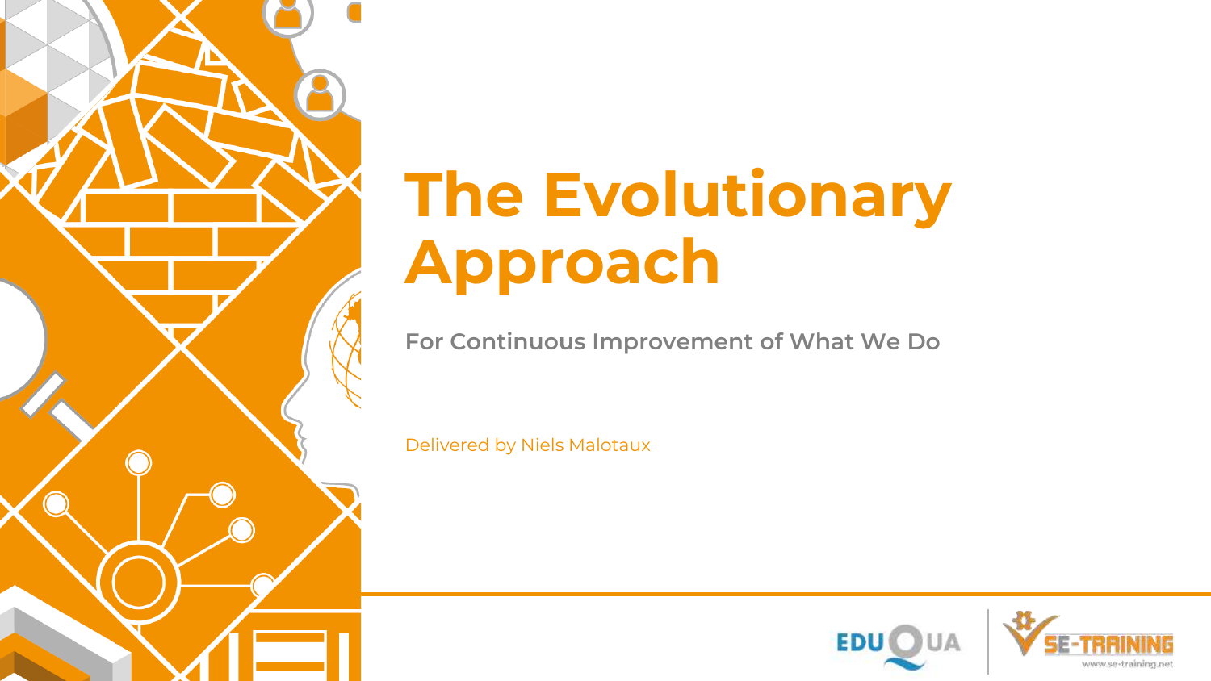# The Evolutionary Approach

**For Continuous Improvement of What We Do**

Delivered by Niels Malotaux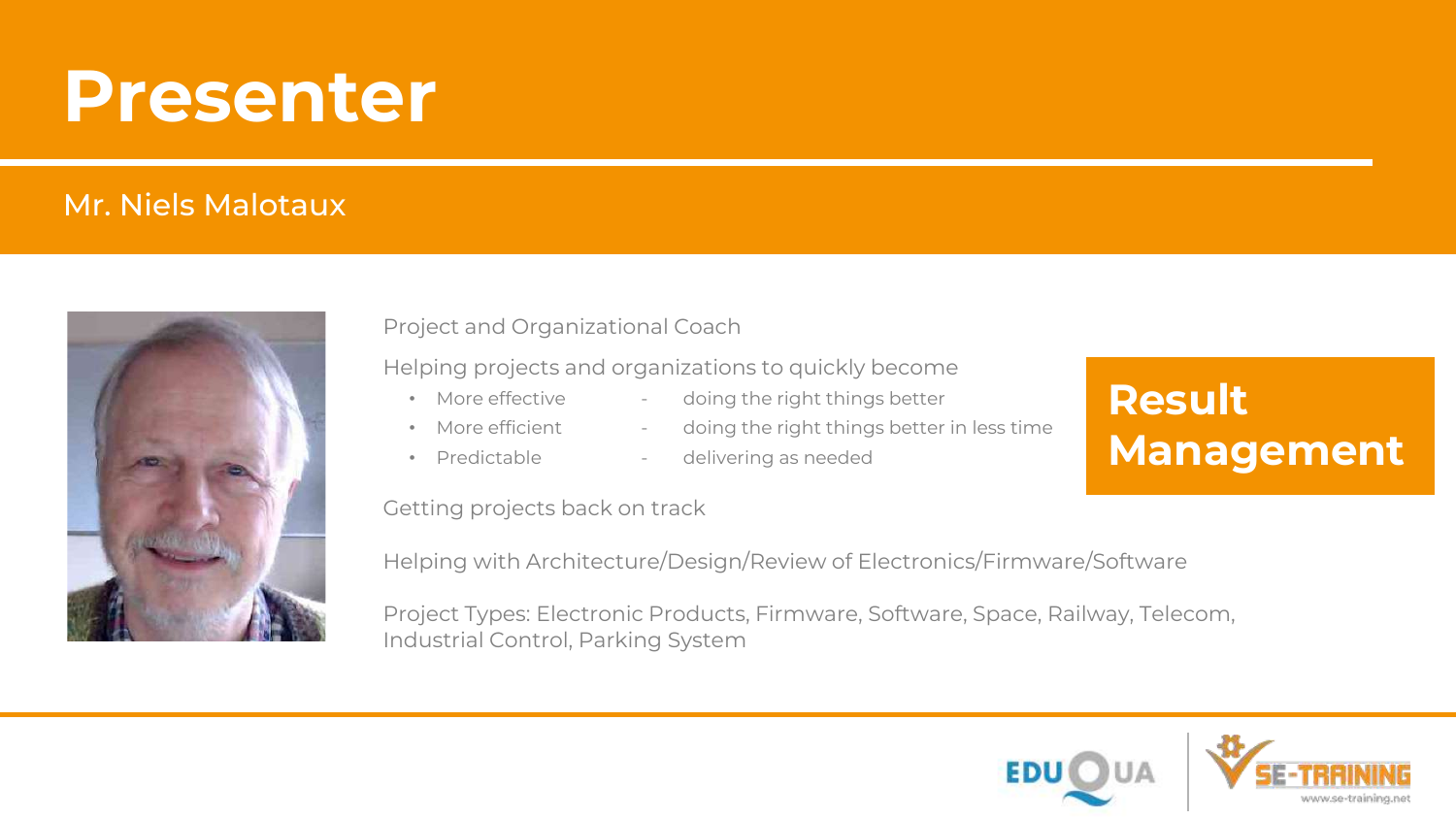# Presenter

## Mr. Niels Malotaux

Project and Organizational Coach

Helping projects and organizations to quickly become

- More effective - doing the right things better
- More efficient - doing the right things better in less time
- Predictable - delivering as needed

**Result Management**

Getting projects back on track

Helping with Architecture/Design/Review of Electronics/Firmware/Software

Project Types: Electronic Products, Firmware, Software, Space, Railway, Telecom, Industrial Control, Parking System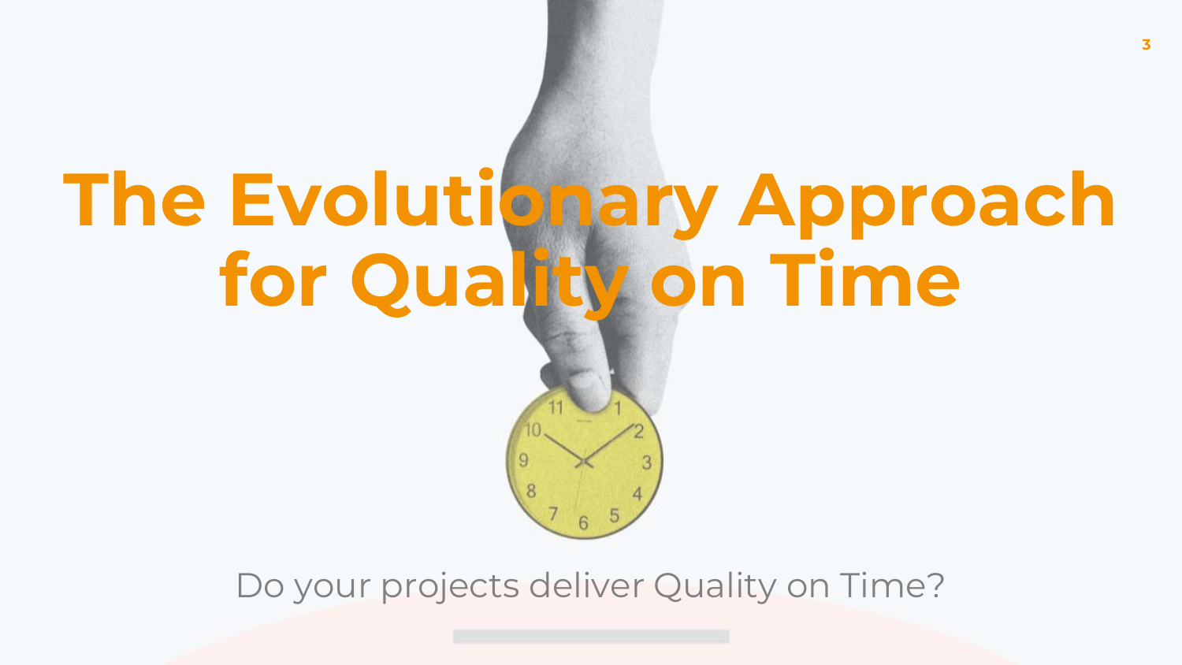# The Evolutionary Approach for Quality on Time

Do your projects deliver Quality on Time?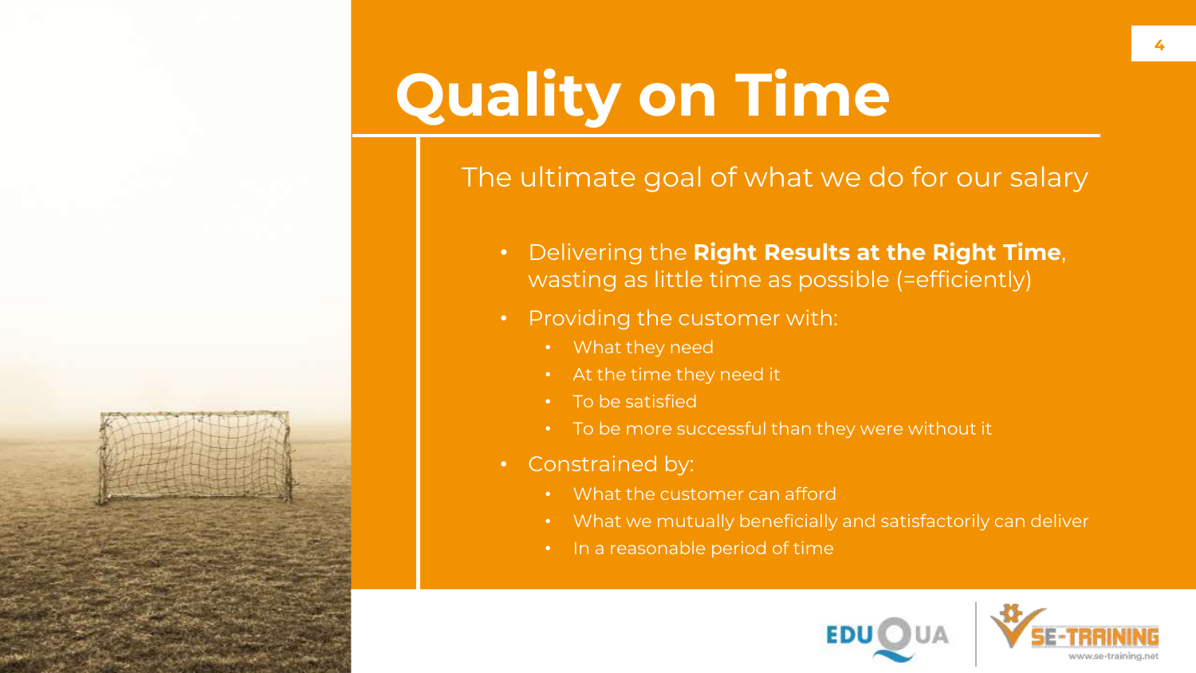# Quality on Time

The ultimate goal of what we do for our salary

- Delivering the **Right Results at the Right Time**, wasting as little time as possible (=efficiently)
- Providing the customer with:
  - What they need
  - At the time they need it
  - To be satisfied
  - To be more successful than they were without it
- Constrained by:
  - What the customer can afford
  - What we mutually beneficially and satisfactorily can deliver
  - In a reasonable period of time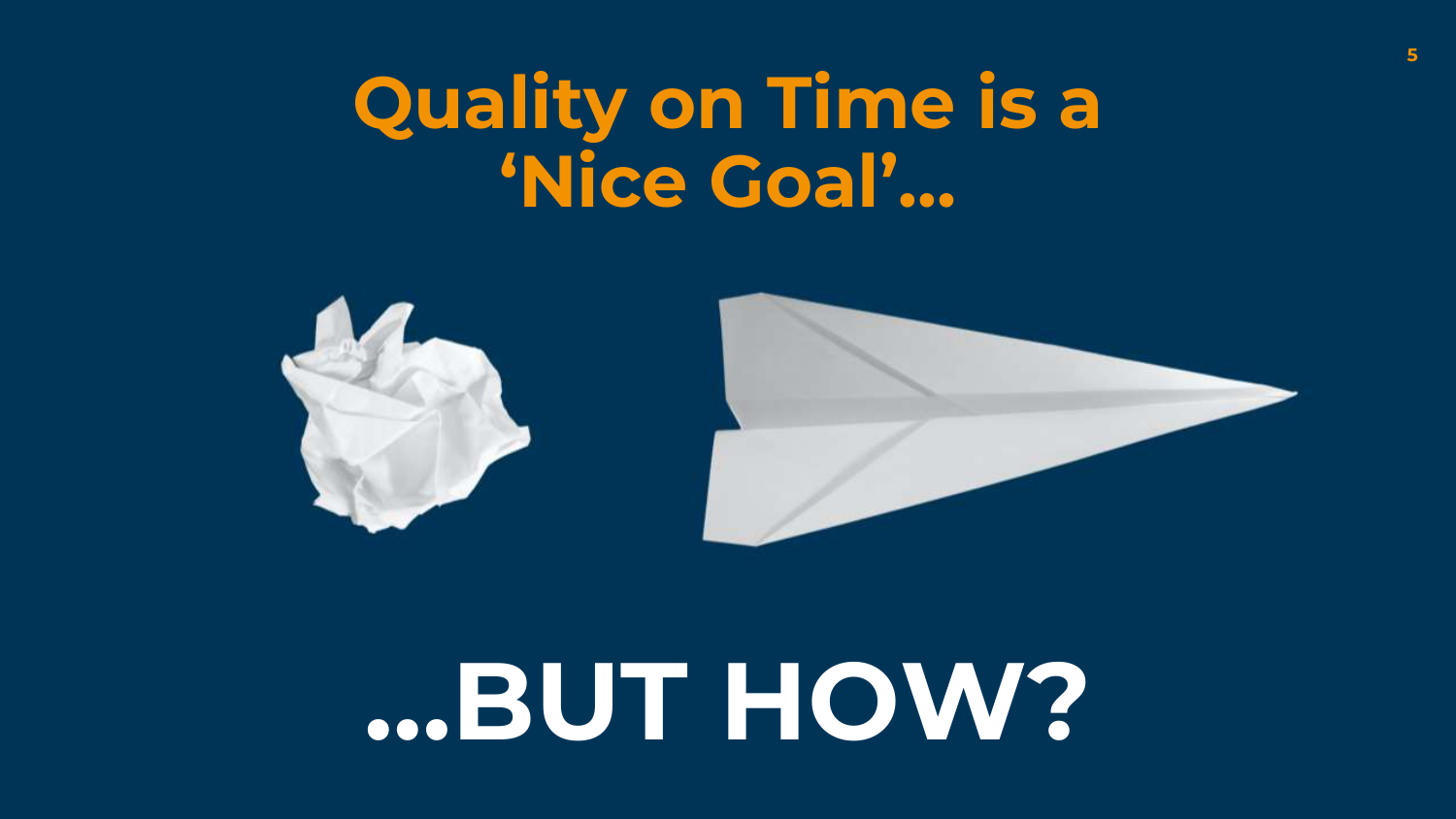# Quality on Time is a 'Nice Goal'...

# ...BUT HOW?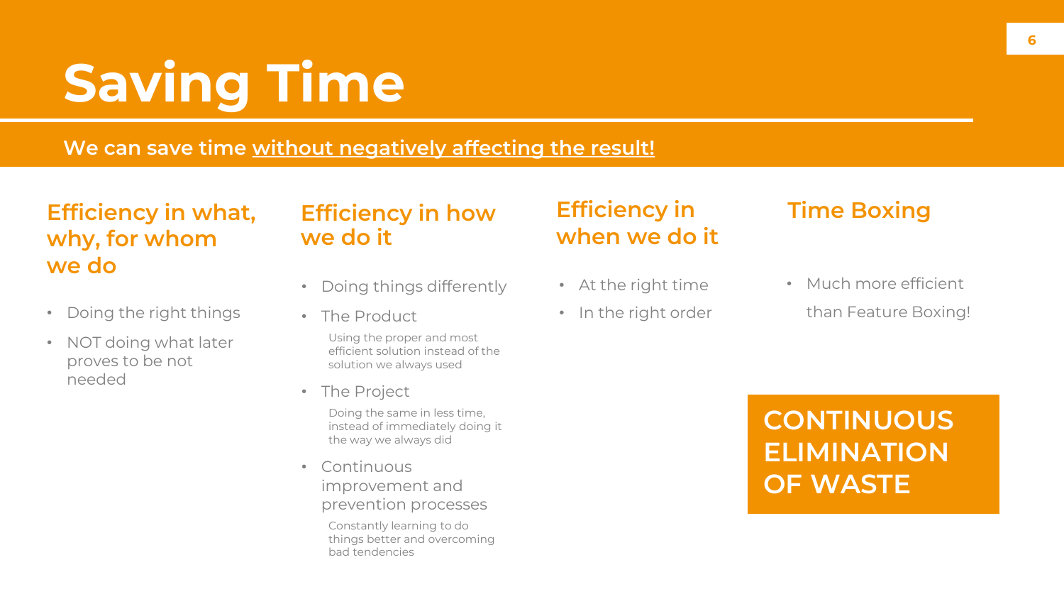# Saving Time

**We can save time without negatively affecting the result!**

### Efficiency in what, why, for whom we do

- Doing the right things
- NOT doing what later proves to be not needed

### Efficiency in how we do it

- Doing things differently
- The Product

  Using the proper and most efficient solution instead of the solution we always used
- The Project

  Doing the same in less time, instead of immediately doing it the way we always did
- Continuous improvement and prevention processes

  Constantly learning to do things better and overcoming bad tendencies

### Efficiency in when we do it

- At the right time
- In the right order

### Time Boxing

- Much more efficient than Feature Boxing!

**CONTINUOUS ELIMINATION OF WASTE**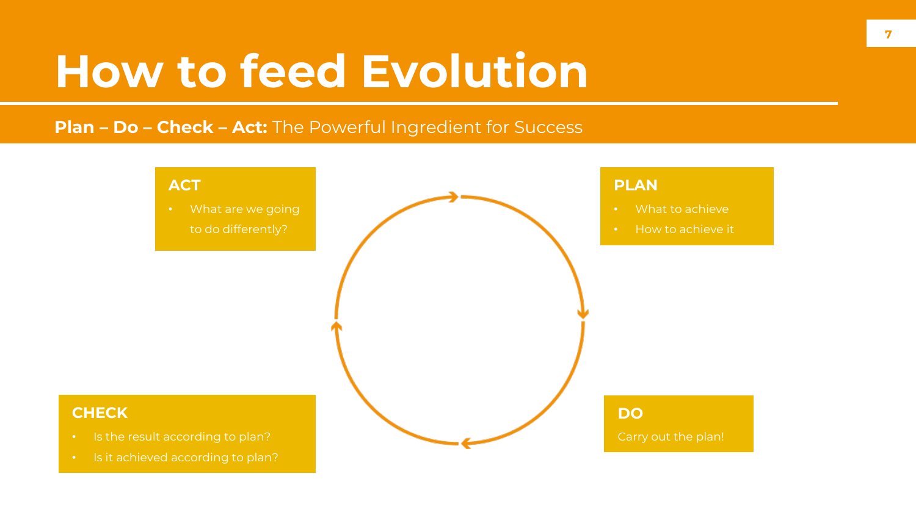# How to feed Evolution

**Plan – Do – Check – Act:** The Powerful Ingredient for Success

### PLAN

- What to achieve
- How to achieve it

### DO

Carry out the plan!

### CHECK

- Is the result according to plan?
- Is it achieved according to plan?

### ACT

- What are we going to do differently?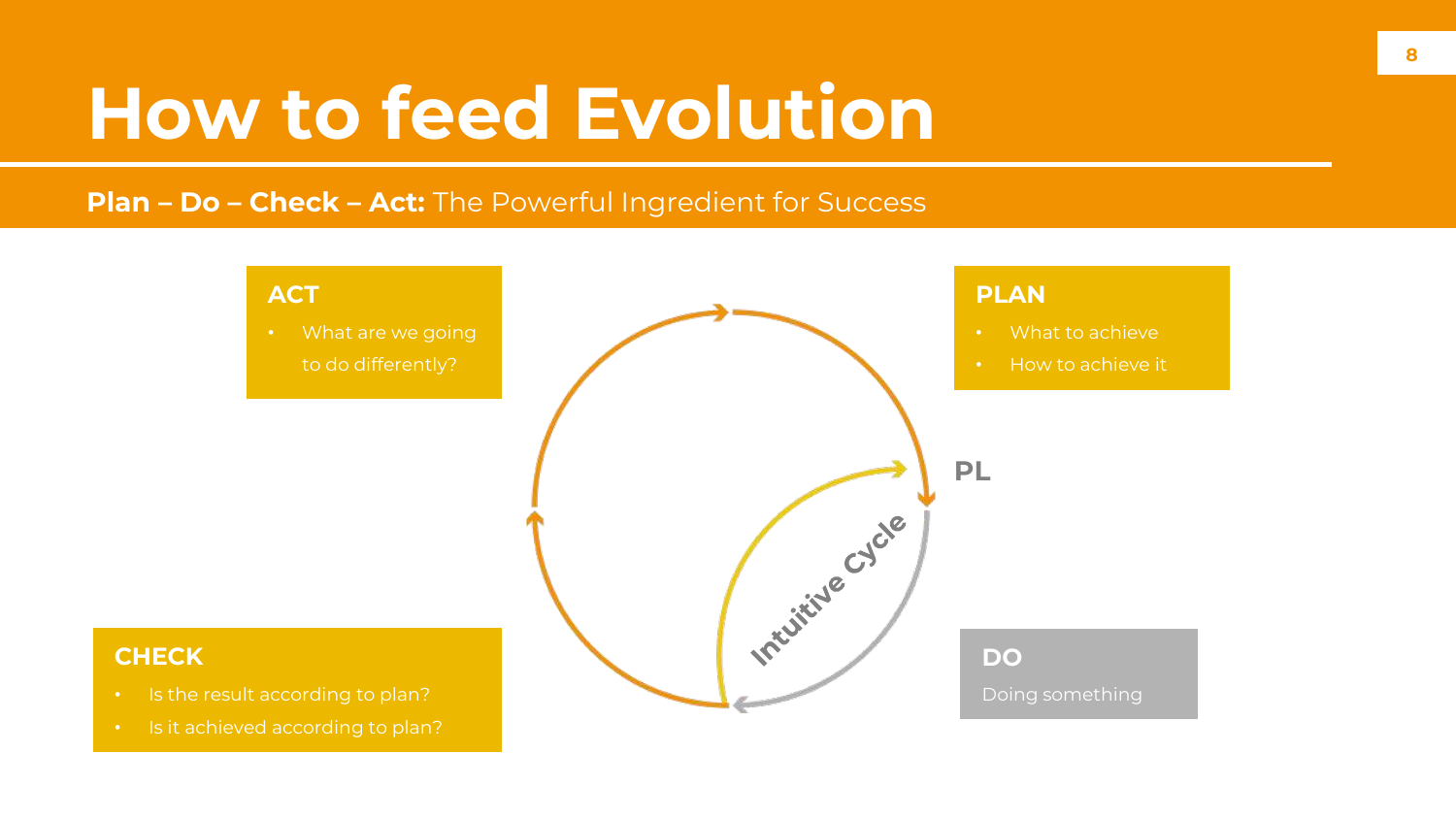# How to feed Evolution

**Plan – Do – Check – Act:** The Powerful Ingredient for Success

### ACT

- What are we going to do differently?

### PLAN

- What to achieve
- How to achieve it

PL

Intuitive Cycle

### CHECK

- Is the result according to plan?
- Is it achieved according to plan?

### DO

Doing something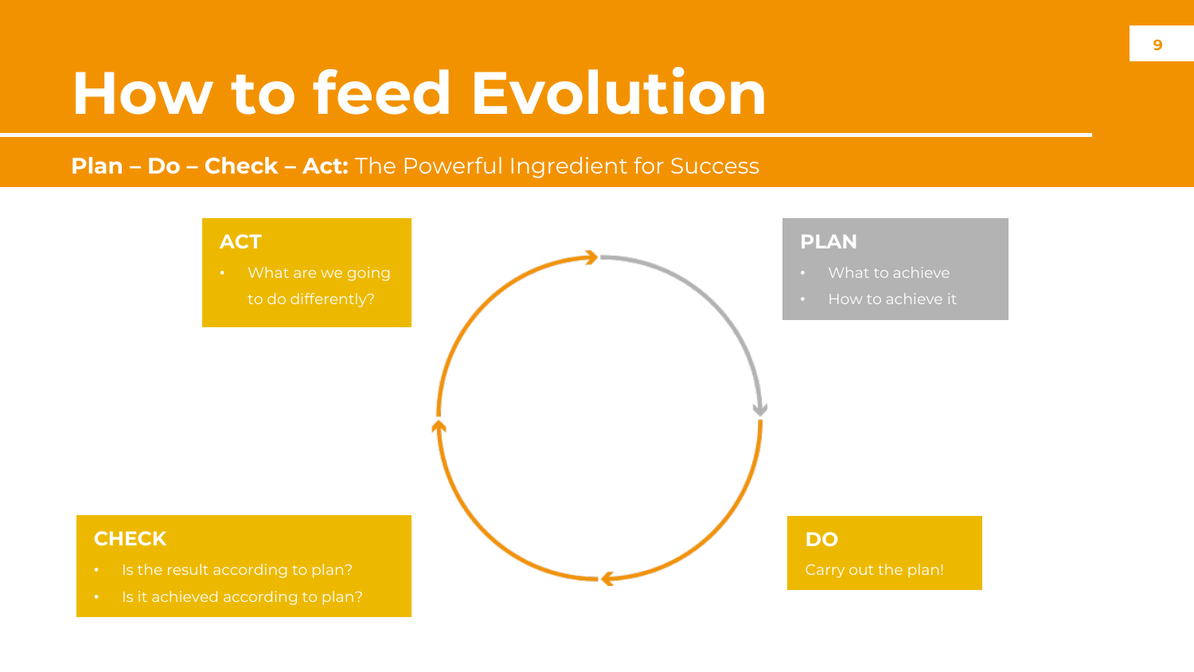# How to feed Evolution

**Plan – Do – Check – Act:** The Powerful Ingredient for Success

### PLAN

- What to achieve
- How to achieve it

### DO

Carry out the plan!

### CHECK

- Is the result according to plan?
- Is it achieved according to plan?

### ACT

- What are we going to do differently?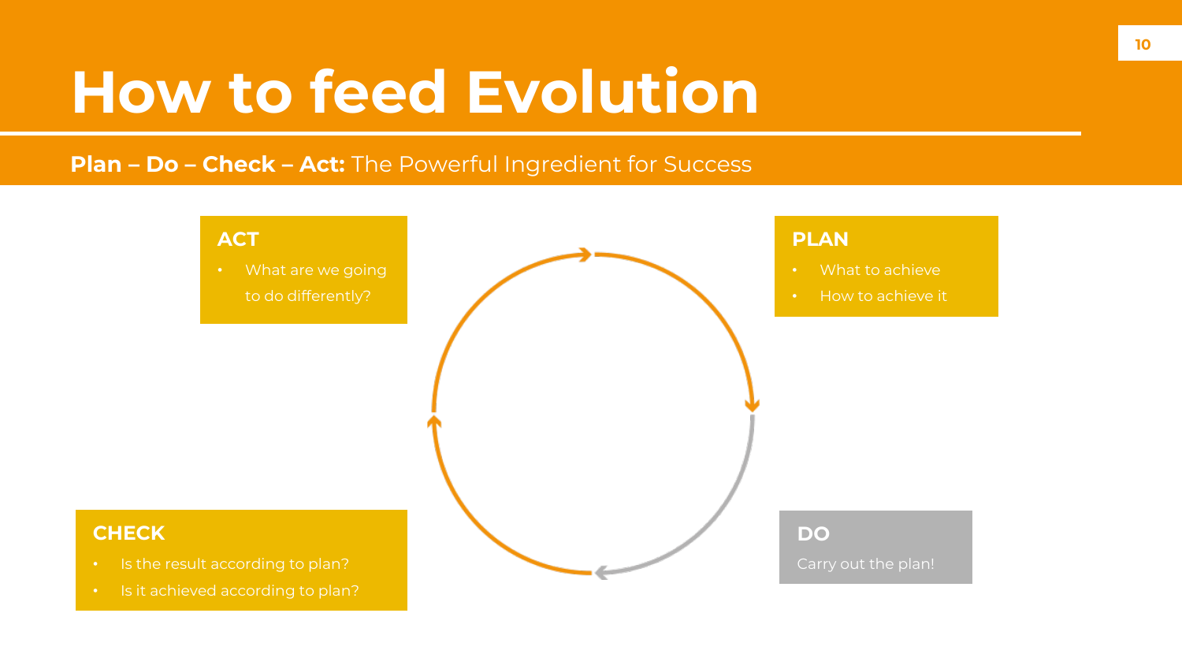# How to feed Evolution

**Plan – Do – Check – Act:** The Powerful Ingredient for Success

### PLAN

- What to achieve
- How to achieve it

### DO

Carry out the plan!

### CHECK

- Is the result according to plan?
- Is it achieved according to plan?

### ACT

- What are we going to do differently?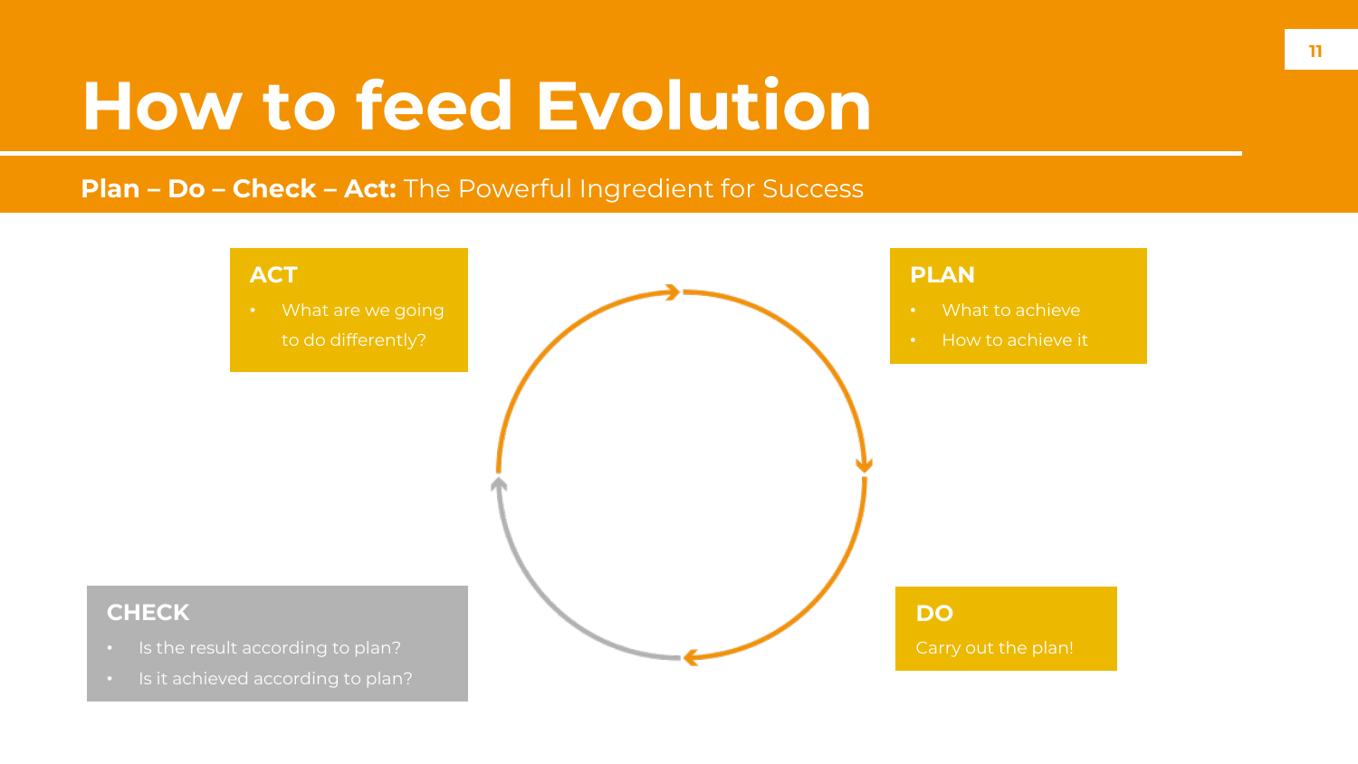# How to feed Evolution

**Plan – Do – Check – Act:** The Powerful Ingredient for Success

### PLAN

- What to achieve
- How to achieve it

### DO

Carry out the plan!

### CHECK

- Is the result according to plan?
- Is it achieved according to plan?

### ACT

- What are we going to do differently?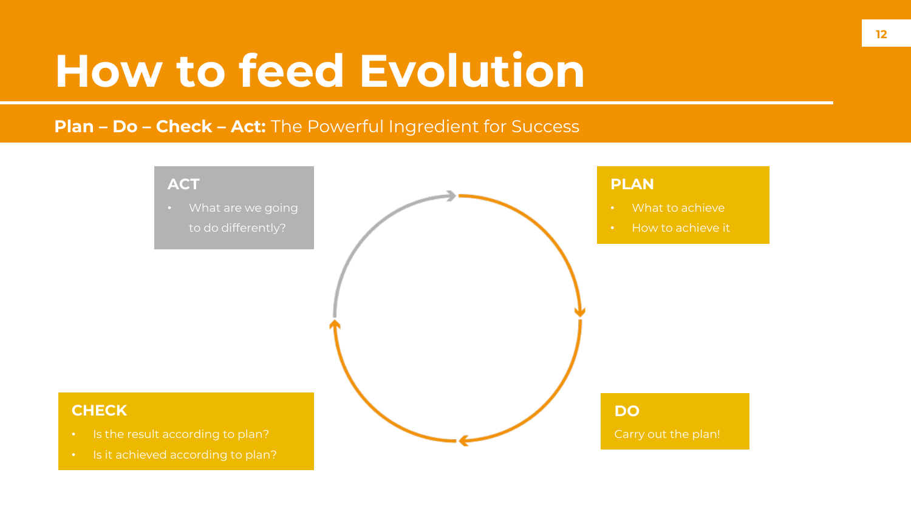# How to feed Evolution

**Plan – Do – Check – Act:** The Powerful Ingredient for Success

### PLAN

- What to achieve
- How to achieve it

### DO

Carry out the plan!

### CHECK

- Is the result according to plan?
- Is it achieved according to plan?

### ACT

- What are we going to do differently?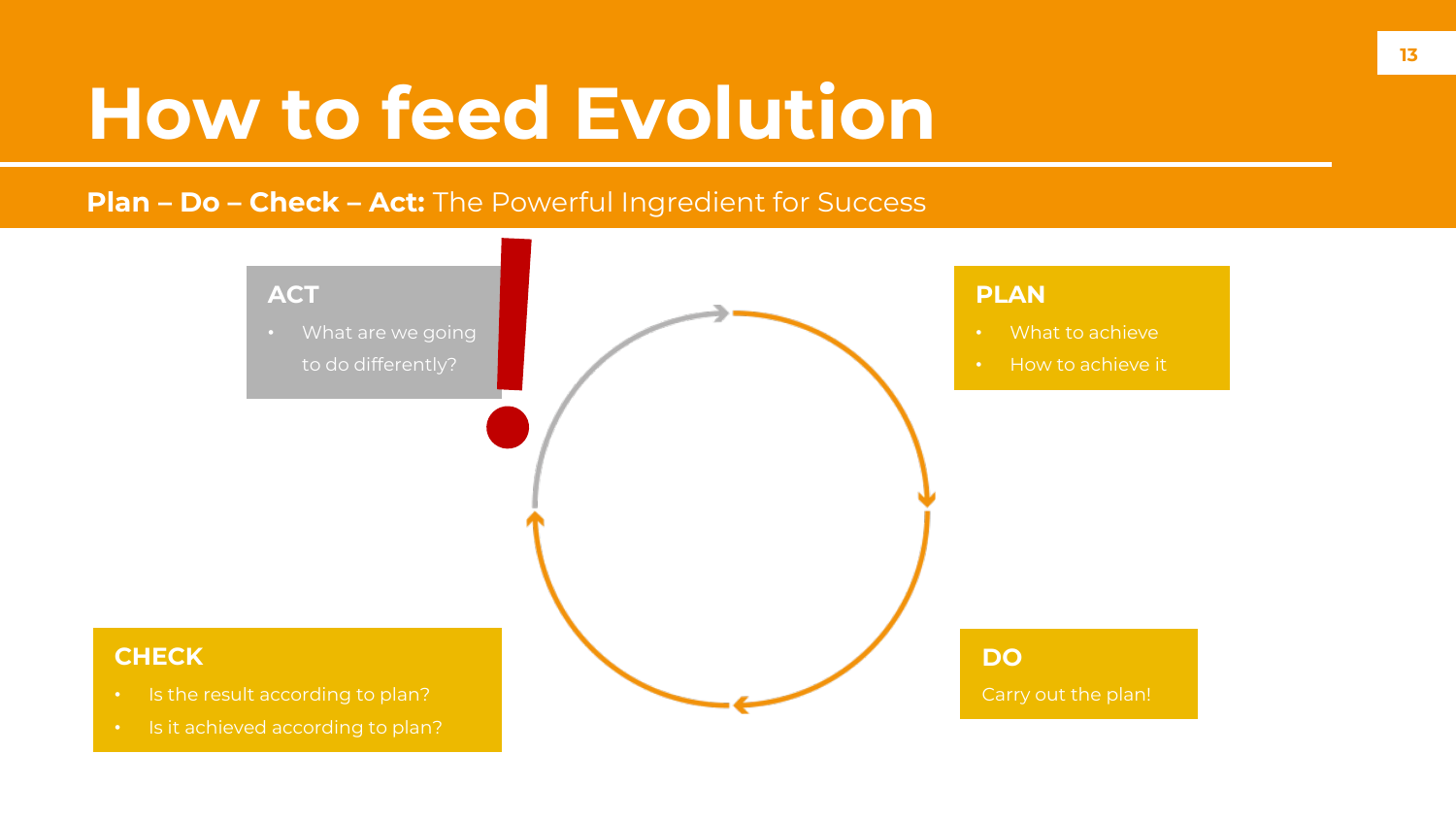# How to feed Evolution

**Plan – Do – Check – Act:** The Powerful Ingredient for Success

### ACT

- What are we going to do differently?

### PLAN

- What to achieve
- How to achieve it

### CHECK

- Is the result according to plan?
- Is it achieved according to plan?

### DO

Carry out the plan!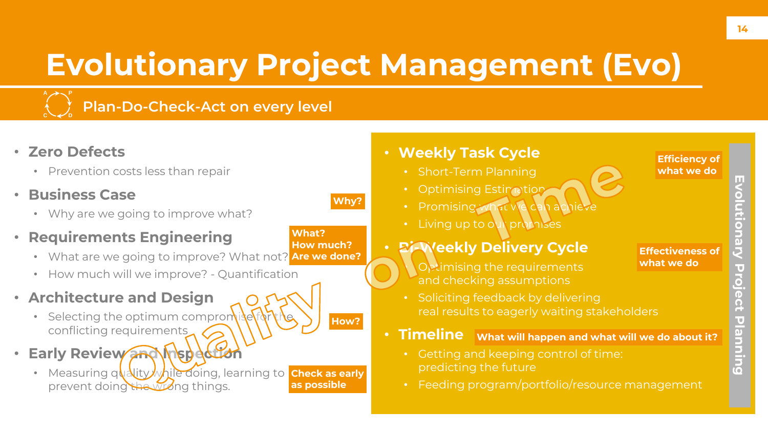# Evolutionary Project Management (Evo)

## Plan-Do-Check-Act on every level

- **Zero Defects**
  - Prevention costs less than repair
- **Business Case** — **Why?**
  - Why are we going to improve what?
- **Requirements Engineering** — **What? How much? Are we done?**
  - What are we going to improve? What not?
  - How much will we improve? - Quantification
- **Architecture and Design** — **How?**
  - Selecting the optimum compromise for the conflicting requirements
- **Early Review and Inspection** — **Check as early as possible**
  - Measuring quality while doing, learning to prevent doing the wrong things.

**Quality**

**Evolutionary Project Planning**

- **Weekly Task Cycle** — **Efficiency of what we do**
  - Short-Term Planning
  - Optimising Estimation
  - Promising what we can achieve
  - Living up to our promises
- **Bi-Weekly Delivery Cycle** — **Effectiveness of what we do**
  - Optimising the requirements and checking assumptions
  - Soliciting feedback by delivering real results to eagerly waiting stakeholders
- **Timeline** — **What will happen and what will we do about it?**
  - Getting and keeping control of time: predicting the future
  - Feeding program/portfolio/resource management

**On Time**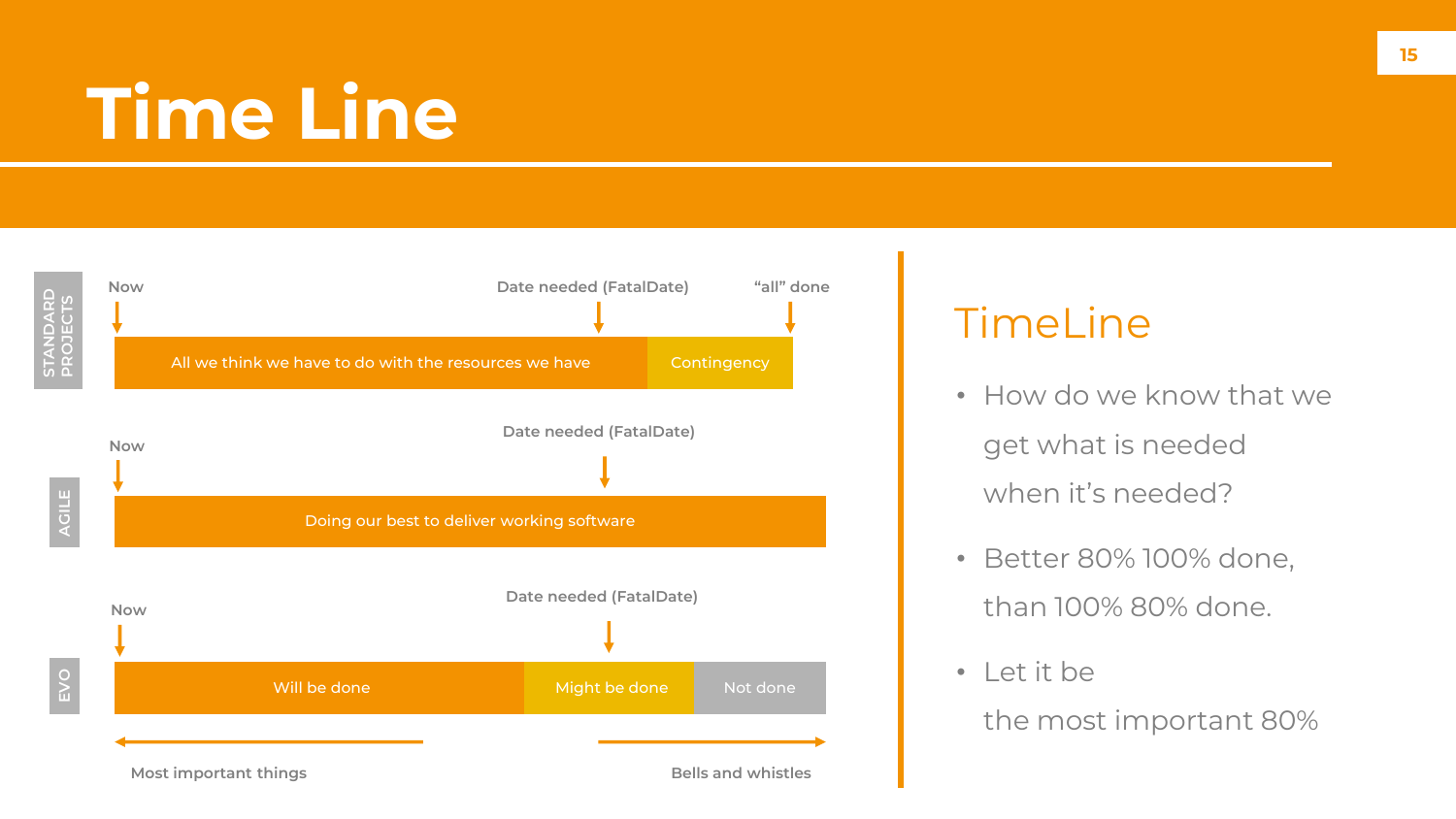# Time Line

**STANDARD PROJECTS**

Now — Date needed (FatalDate) — "all" done

All we think we have to do with the resources we have | Contingency

**AGILE**

Now — Date needed (FatalDate)

Doing our best to deliver working software

**EVO**

Now — Date needed (FatalDate)

Will be done | Might be done | Not done

Most important things ← → Bells and whistles

## TimeLine

- How do we know that we get what is needed when it's needed?
- Better 80% 100% done, than 100% 80% done.
- Let it be the most important 80%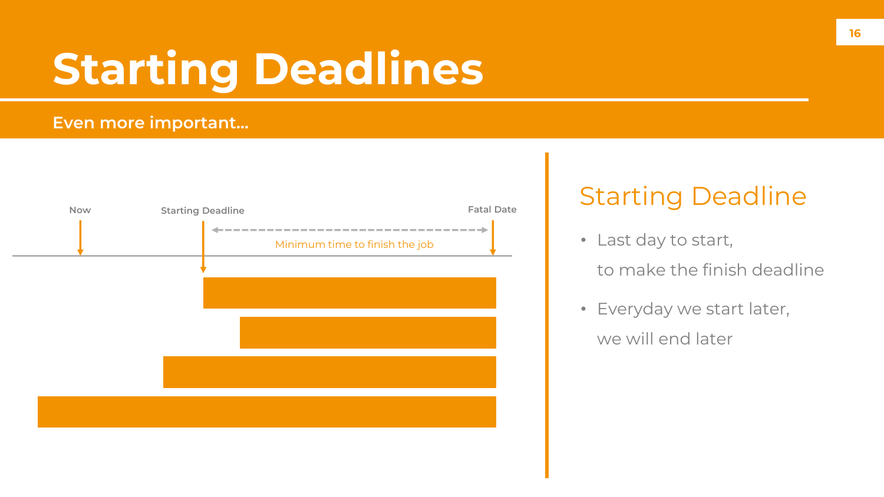# Starting Deadlines

**Even more important...**

Now

Starting Deadline

Fatal Date

Minimum time to finish the job

## Starting Deadline

- Last day to start,
  to make the finish deadline
- Everyday we start later,
  we will end later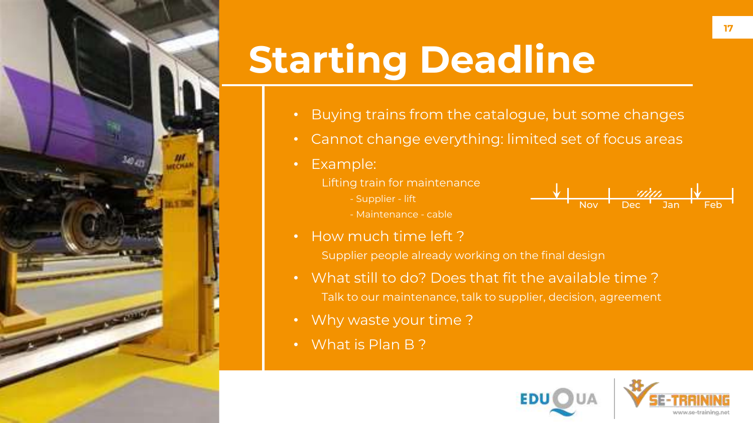# Starting Deadline

- Buying trains from the catalogue, but some changes
- Cannot change everything: limited set of focus areas
- Example:

  Lifting train for maintenance

  - Supplier - lift
  - Maintenance - cable

  Nov | Dec | Jan | Feb

- How much time left ?

  Supplier people already working on the final design

- What still to do? Does that fit the available time ?

  Talk to our maintenance, talk to supplier, decision, agreement

- Why waste your time ?
- What is Plan B ?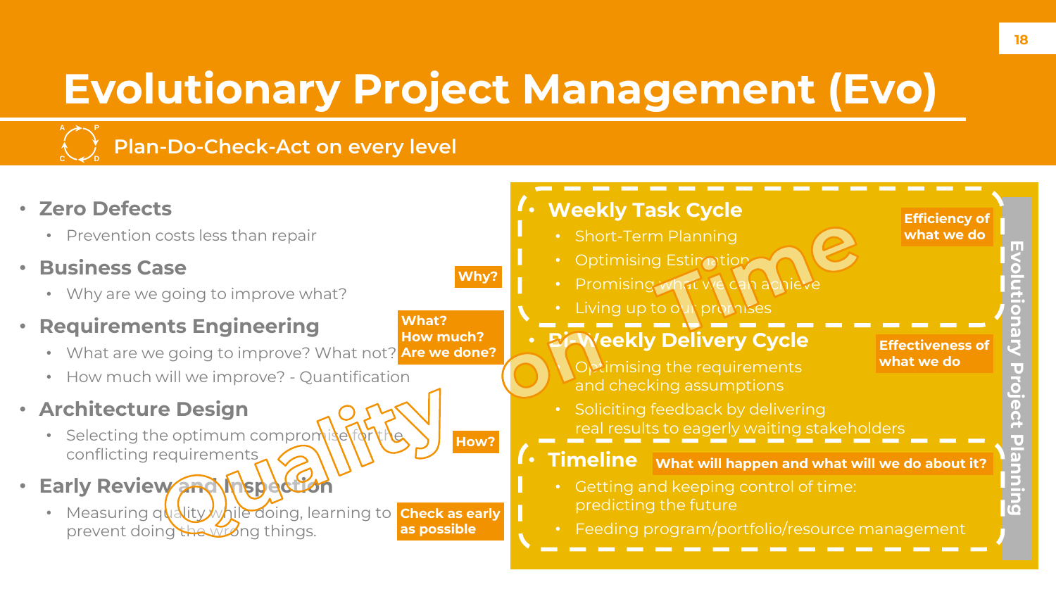# Evolutionary Project Management (Evo)

Plan-Do-Check-Act on every level

- **Zero Defects**
  - Prevention costs less than repair
- **Business Case** — *Why?*
  - Why are we going to improve what?
- **Requirements Engineering** — *What? How much? Are we done?*
  - What are we going to improve? What not?
  - How much will we improve? - Quantification
- **Architecture Design** — *How?*
  - Selecting the optimum compromise for the conflicting requirements
- **Early Review and Inspection** — *Check as early as possible*
  - Measuring quality while doing, learning to prevent doing the wrong things.

Quality

**Evolutionary Project Planning**

- **Weekly Task Cycle** — *Efficiency of what we do*
  - Short-Term Planning
  - Optimising Estimation
  - Promising what we can achieve
  - Living up to our promises
- **Bi-Weekly Delivery Cycle** — *Effectiveness of what we do*
  - Optimising the requirements and checking assumptions
  - Soliciting feedback by delivering real results to eagerly waiting stakeholders
- **Timeline** — *What will happen and what will we do about it?*
  - Getting and keeping control of time: predicting the future
  - Feeding program/portfolio/resource management

On Time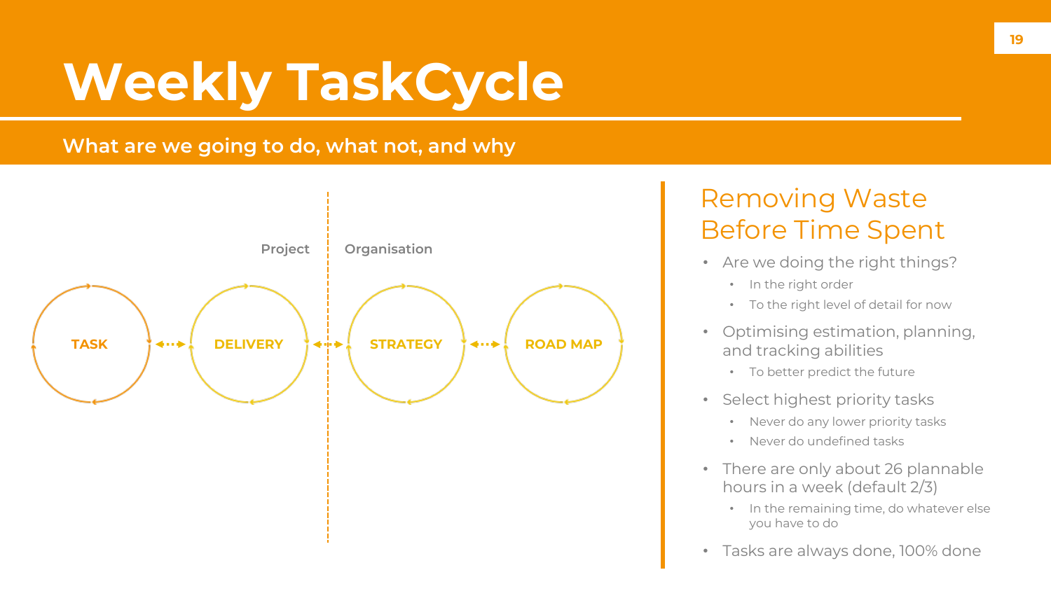# Weekly TaskCycle

**What are we going to do, what not, and why**

Project | Organisation

TASK ↔ DELIVERY ↔ STRATEGY ↔ ROAD MAP

## Removing Waste Before Time Spent

- Are we doing the right things?
  - In the right order
  - To the right level of detail for now
- Optimising estimation, planning, and tracking abilities
  - To better predict the future
- Select highest priority tasks
  - Never do any lower priority tasks
  - Never do undefined tasks
- There are only about 26 plannable hours in a week (default 2/3)
  - In the remaining time, do whatever else you have to do
- Tasks are always done, 100% done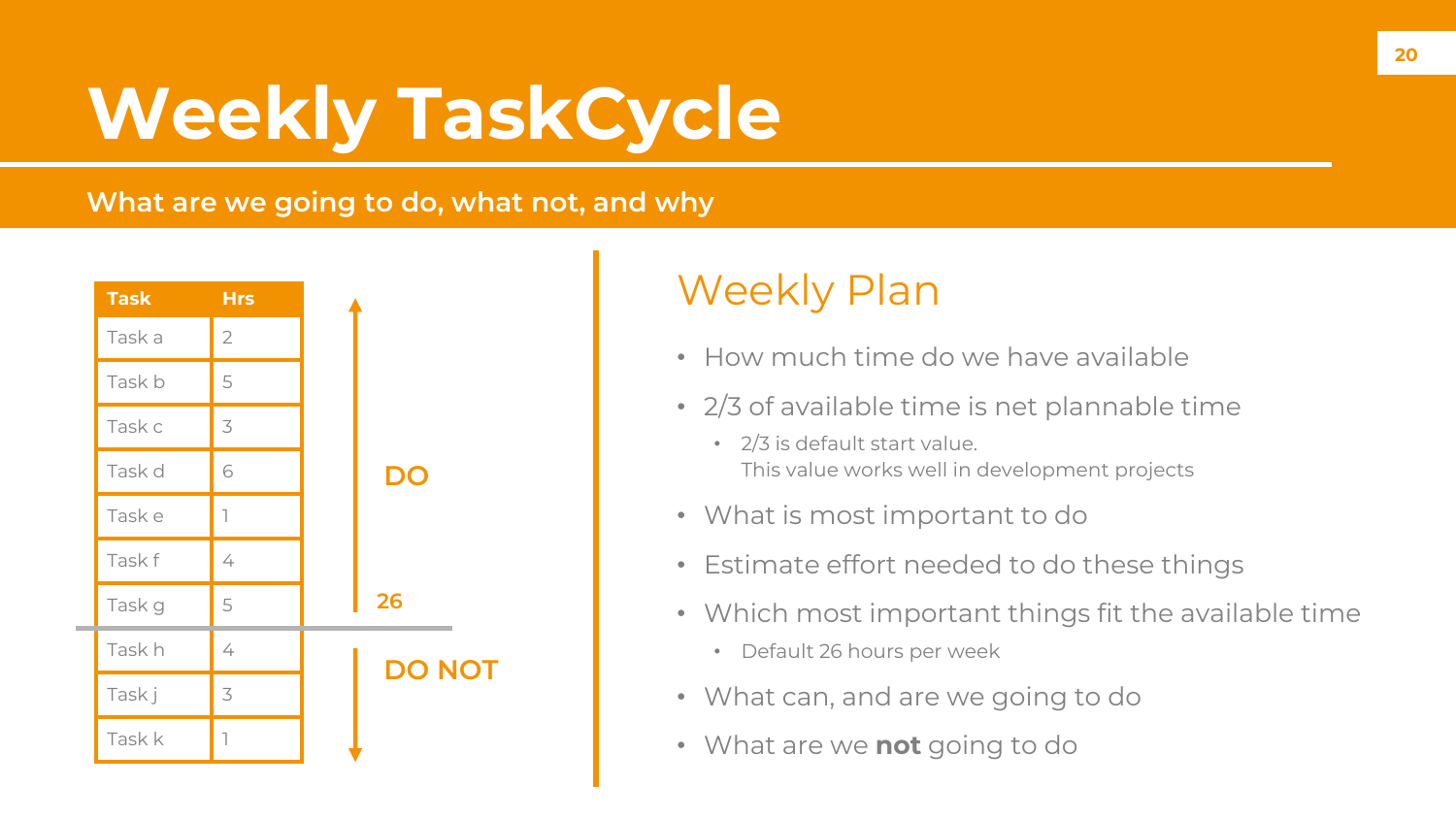# Weekly TaskCycle

**What are we going to do, what not, and why**

| Task | Hrs |
|---|---|
| Task a | 2 |
| Task b | 5 |
| Task c | 3 |
| Task d | 6 |
| Task e | 1 |
| Task f | 4 |
| Task g | 5 |
| Task h | 4 |
| Task j | 3 |
| Task k | 1 |

**DO** (Task a – Task g): 26

**DO NOT** (Task h – Task k)

## Weekly Plan

- How much time do we have available
- 2/3 of available time is net plannable time
  - 2/3 is default start value.
    This value works well in development projects
- What is most important to do
- Estimate effort needed to do these things
- Which most important things fit the available time
  - Default 26 hours per week
- What can, and are we going to do
- What are we **not** going to do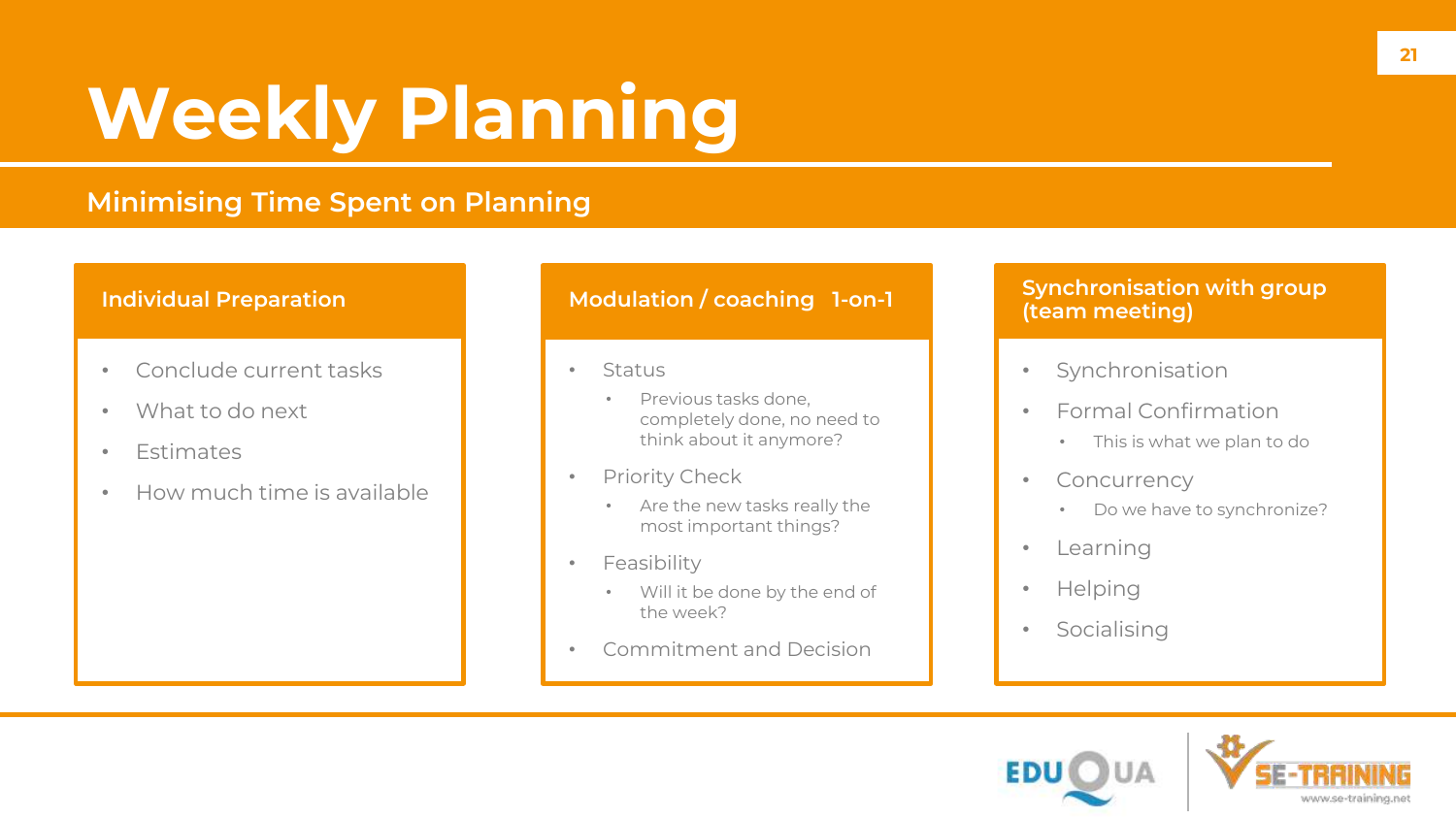# Weekly Planning

## Minimising Time Spent on Planning

### Individual Preparation

- Conclude current tasks
- What to do next
- Estimates
- How much time is available

### Modulation / coaching 1-on-1

- Status
  - Previous tasks done, completely done, no need to think about it anymore?
- Priority Check
  - Are the new tasks really the most important things?
- Feasibility
  - Will it be done by the end of the week?
- Commitment and Decision

### Synchronisation with group (team meeting)

- Synchronisation
- Formal Confirmation
  - This is what we plan to do
- Concurrency
  - Do we have to synchronize?
- Learning
- Helping
- Socialising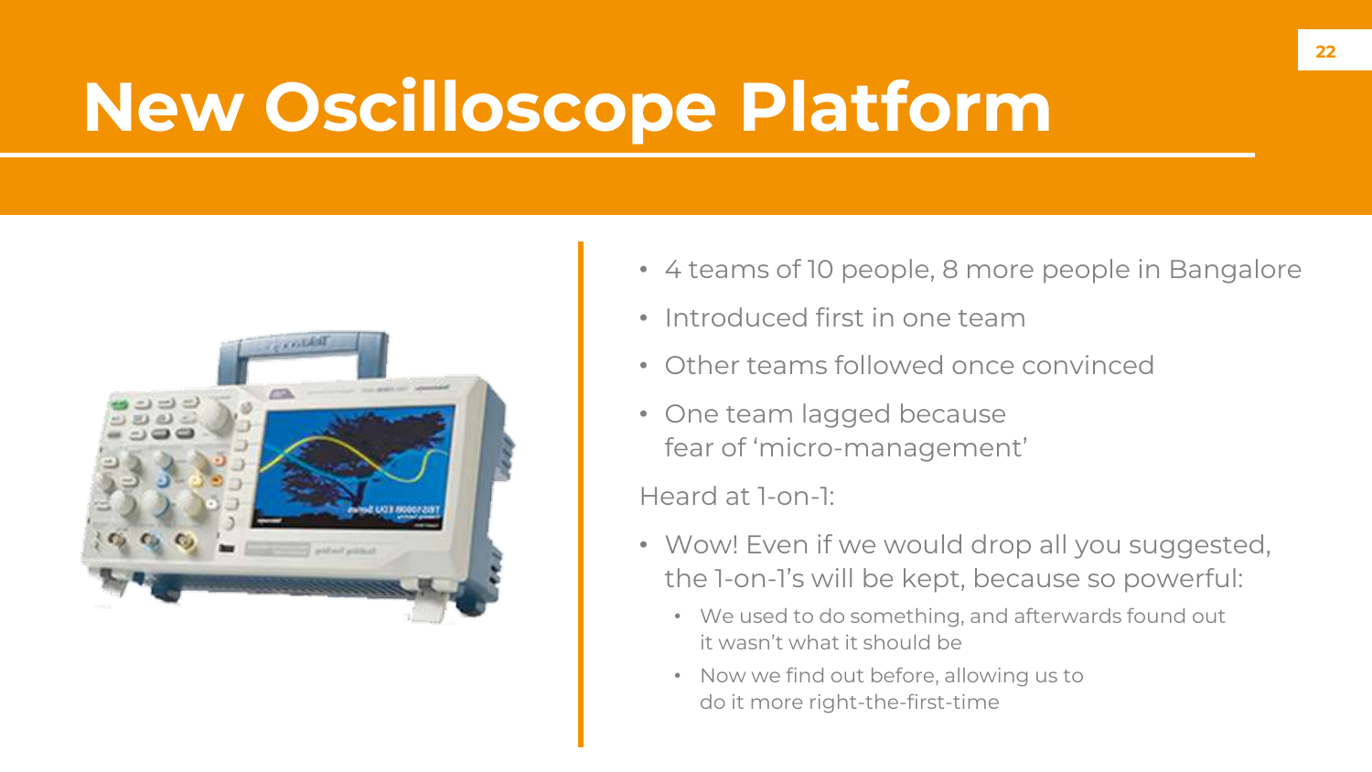# New Oscilloscope Platform

- 4 teams of 10 people, 8 more people in Bangalore
- Introduced first in one team
- Other teams followed once convinced
- One team lagged because fear of 'micro-management'

Heard at 1-on-1:

- Wow! Even if we would drop all you suggested, the 1-on-1's will be kept, because so powerful:
  - We used to do something, and afterwards found out it wasn't what it should be
  - Now we find out before, allowing us to do it more right-the-first-time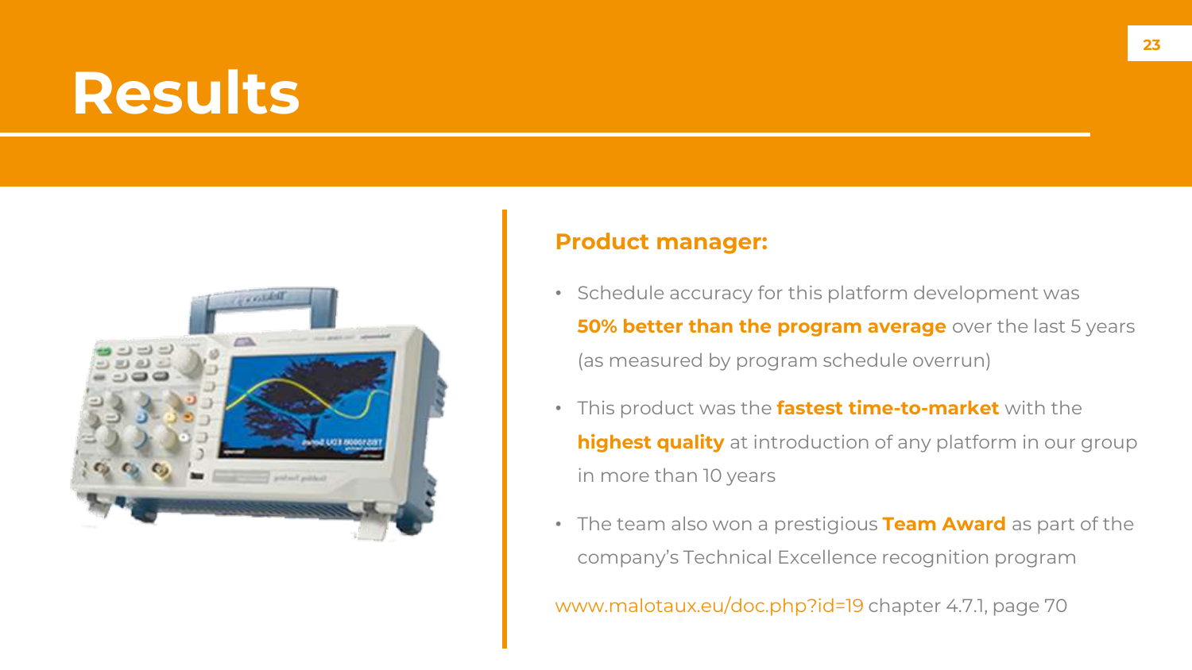# Results

**Product manager:**

- Schedule accuracy for this platform development was **50% better than the program average** over the last 5 years (as measured by program schedule overrun)
- This product was the **fastest time-to-market** with the **highest quality** at introduction of any platform in our group in more than 10 years
- The team also won a prestigious **Team Award** as part of the company's Technical Excellence recognition program

www.malotaux.eu/doc.php?id=19 chapter 4.7.1, page 70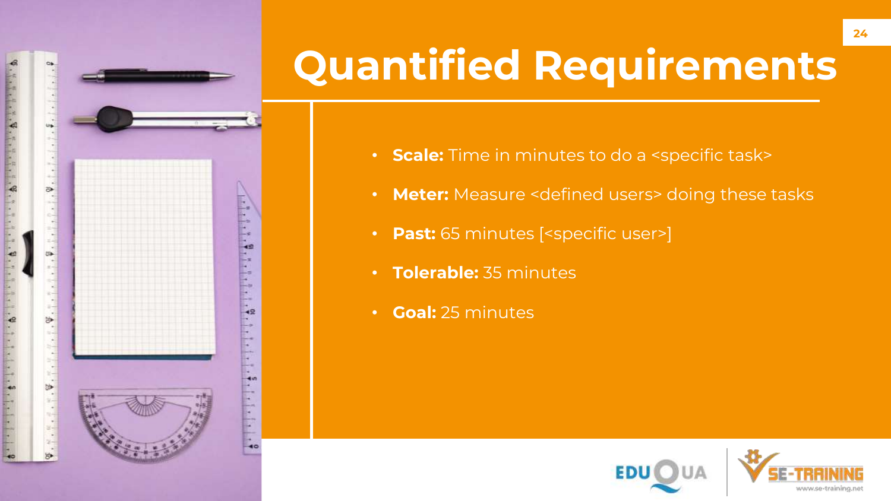# Quantified Requirements

- **Scale:** Time in minutes to do a <specific task>
- **Meter:** Measure <defined users> doing these tasks
- **Past:** 65 minutes [<specific user>]
- **Tolerable:** 35 minutes
- **Goal:** 25 minutes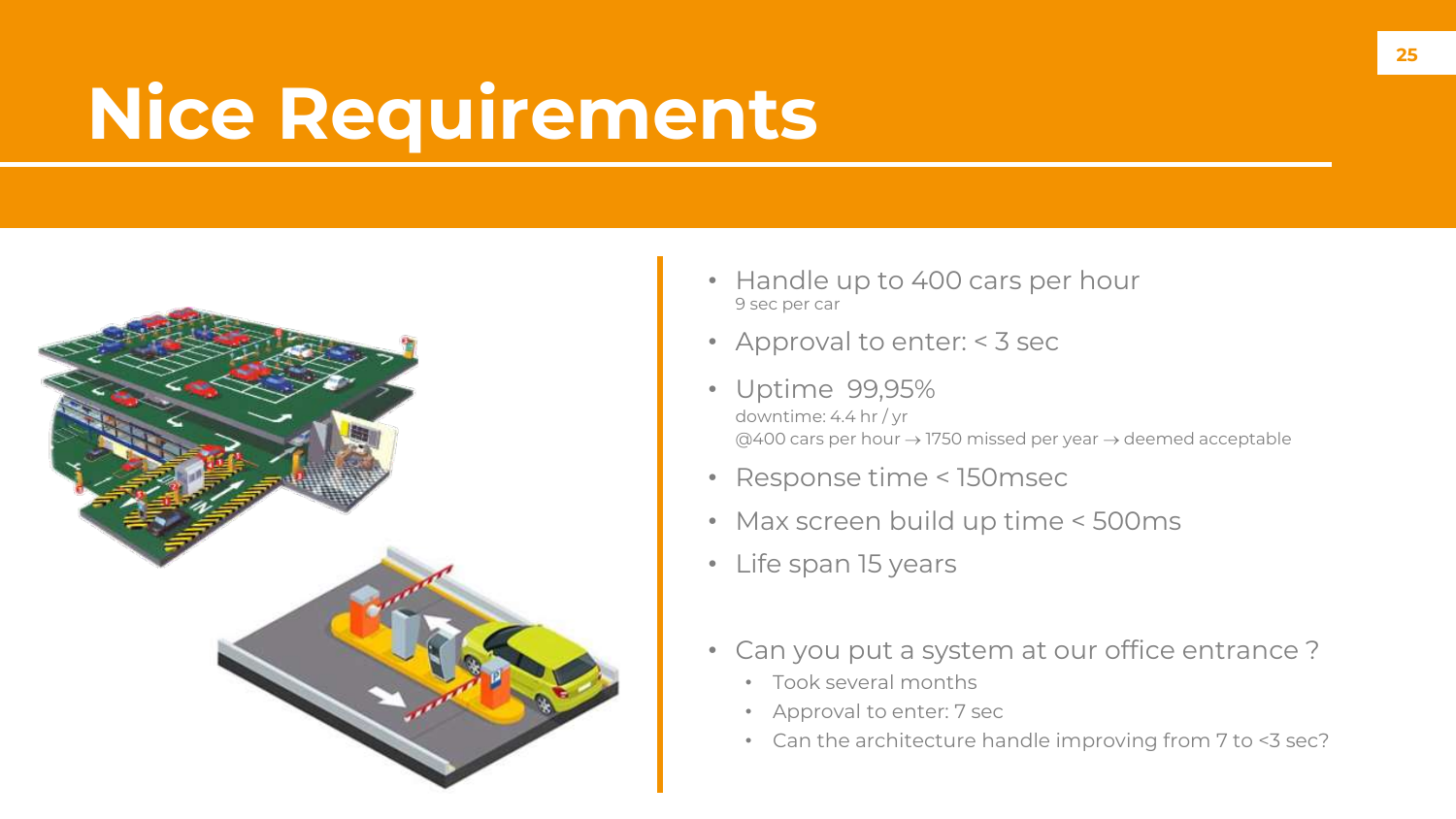# Nice Requirements

- Handle up to 400 cars per hour
  9 sec per car
- Approval to enter: < 3 sec
- Uptime 99,95%
  downtime: 4.4 hr / yr
  @400 cars per hour → 1750 missed per year → deemed acceptable
- Response time < 150msec
- Max screen build up time < 500ms
- Life span 15 years

- Can you put a system at our office entrance ?
  - Took several months
  - Approval to enter: 7 sec
  - Can the architecture handle improving from 7 to <3 sec?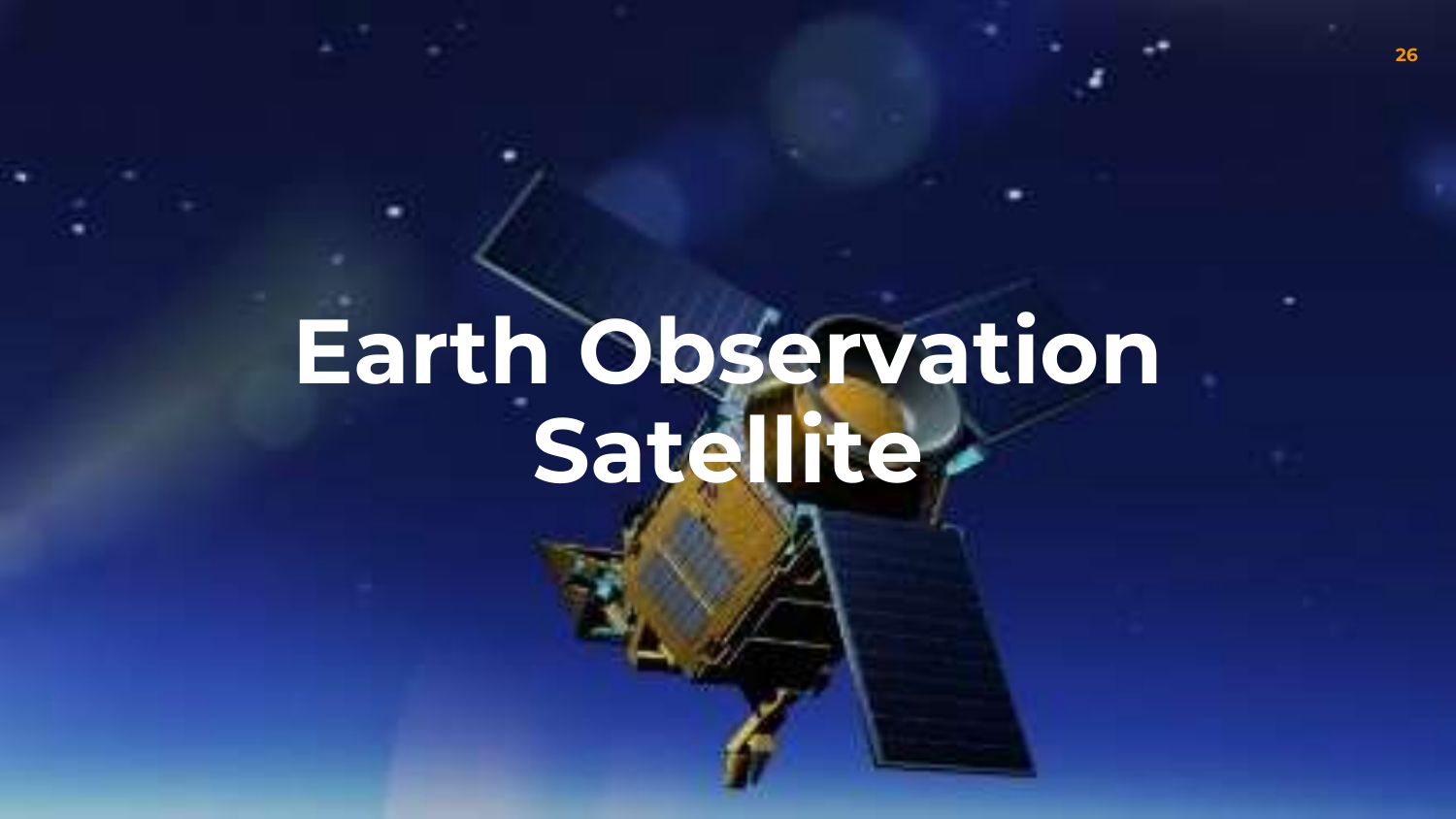# Earth Observation Satellite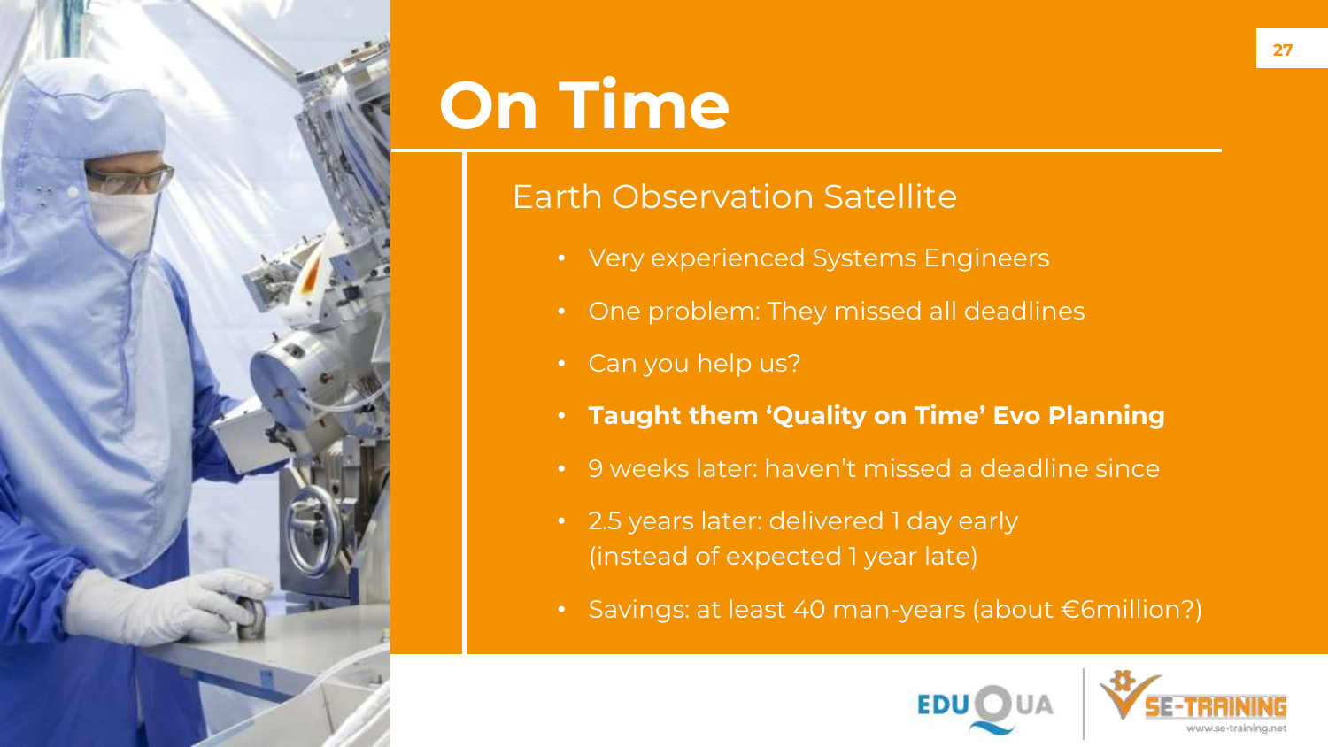# On Time

## Earth Observation Satellite

- Very experienced Systems Engineers
- One problem: They missed all deadlines
- Can you help us?
- **Taught them ‘Quality on Time’ Evo Planning**
- 9 weeks later: haven’t missed a deadline since
- 2.5 years later: delivered 1 day early (instead of expected 1 year late)
- Savings: at least 40 man-years (about €6million?)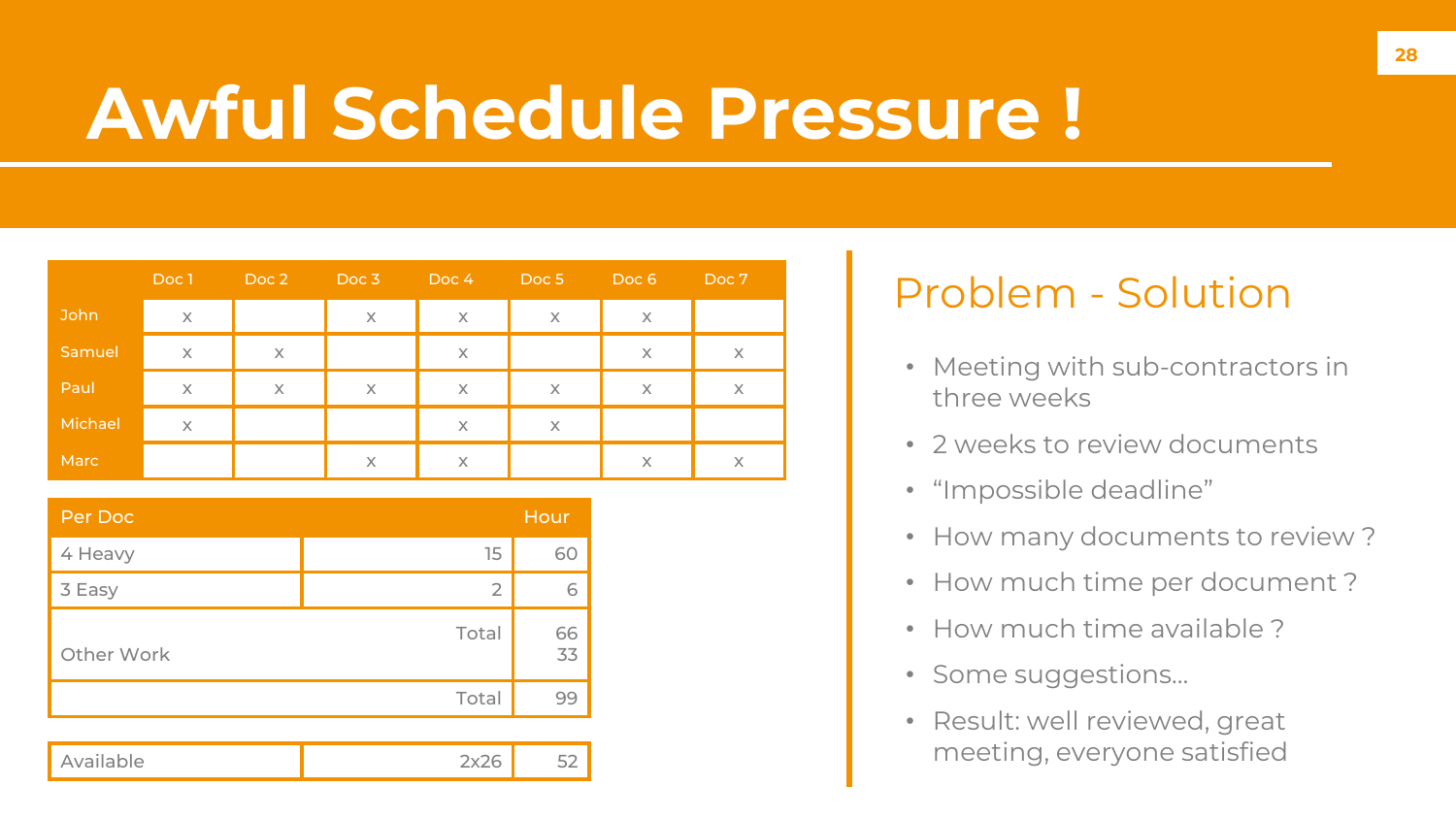# Awful Schedule Pressure !

| | Doc 1 | Doc 2 | Doc 3 | Doc 4 | Doc 5 | Doc 6 | Doc 7 |
|---|---|---|---|---|---|---|---|
| John | x | | x | x | x | x | |
| Samuel | x | x | | x | | x | x |
| Paul | x | x | x | x | x | x | x |
| Michael | x | | | x | x | | |
| Marc | | | x | x | | x | x |

| Per Doc | | Hour |
|---|---|---|
| 4 Heavy | 15 | 60 |
| 3 Easy | 2 | 6 |
| | Total | 66 |
| Other Work | | 33 |
| | Total | 99 |
| Available | 2x26 | 52 |

## Problem - Solution

- Meeting with sub-contractors in three weeks
- 2 weeks to review documents
- “Impossible deadline”
- How many documents to review ?
- How much time per document ?
- How much time available ?
- Some suggestions…
- Result: well reviewed, great meeting, everyone satisfied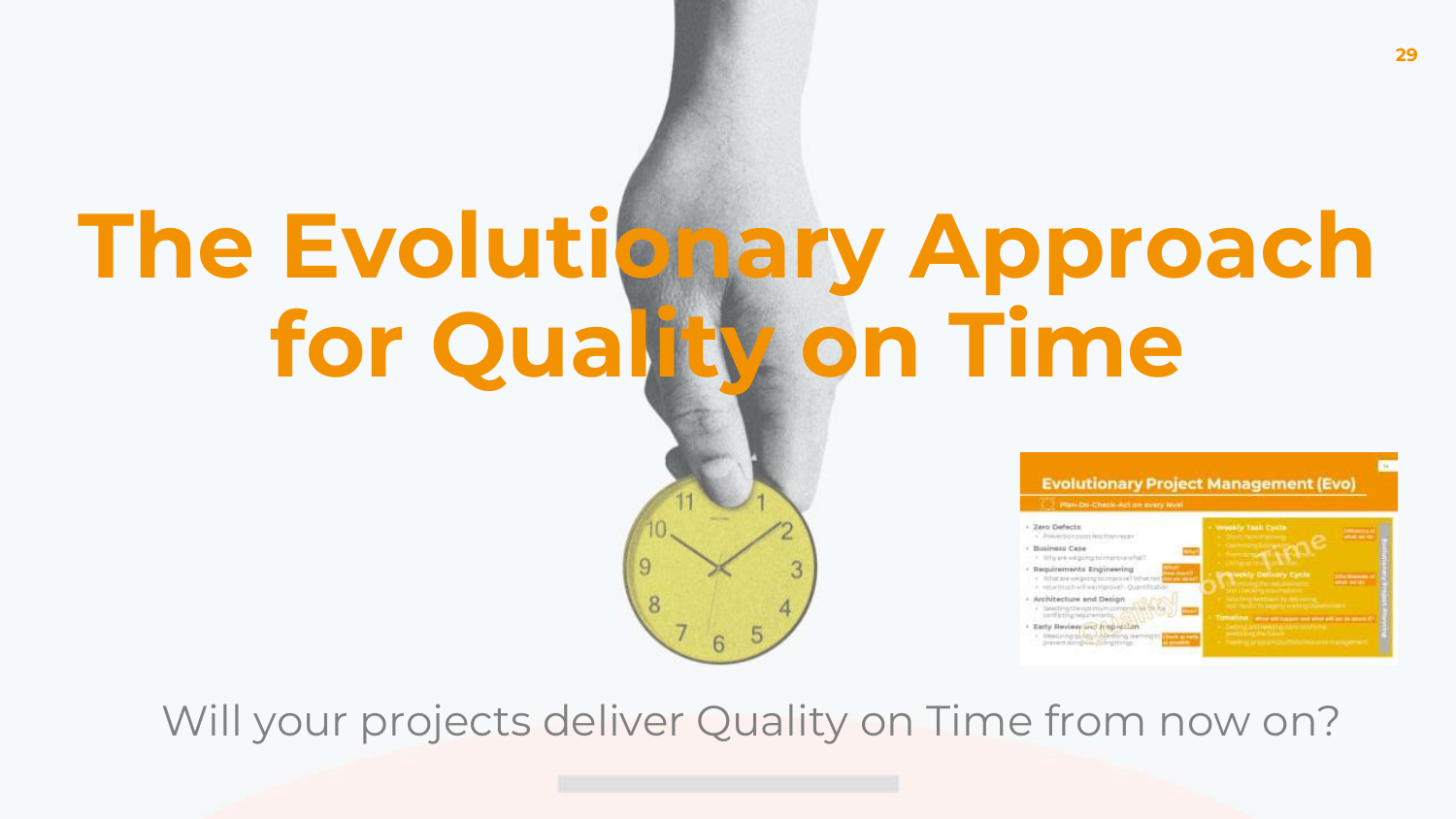# The Evolutionary Approach for Quality on Time

Will your projects deliver Quality on Time from now on?